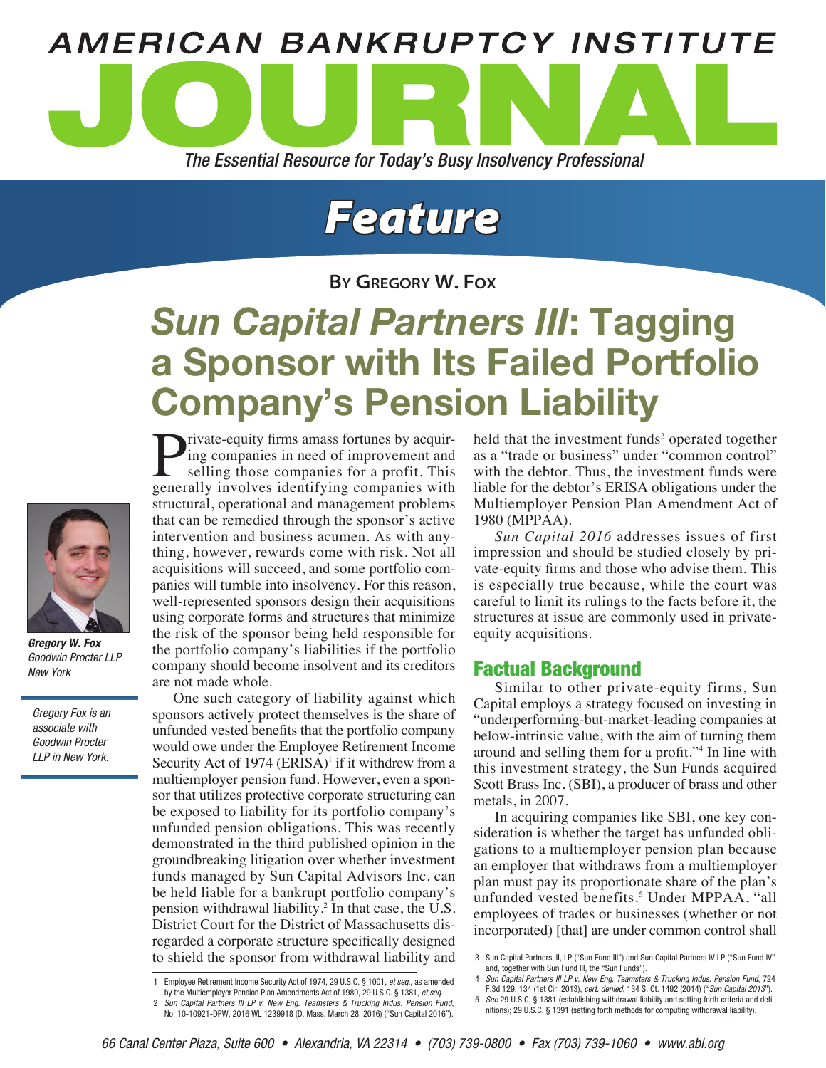# AMERICAN BANKRUPTCY INSTITUTE JOURNAL

*The Essential Resource for Today's Busy Insolvency Professional*

## Feature

**By Gregory W. Fox**

# *Sun Capital Partners III*: Tagging a Sponsor with Its Failed Portfolio Company's Pension Liability

***Gregory W. Fox***
*Goodwin Procter LLP*
*New York*

*Gregory Fox is an associate with Goodwin Procter LLP in New York.*

Private-equity firms amass fortunes by acquiring companies in need of improvement and selling those companies for a profit. This generally involves identifying companies with structural, operational and management problems that can be remedied through the sponsor's active intervention and business acumen. As with anything, however, rewards come with risk. Not all acquisitions will succeed, and some portfolio companies will tumble into insolvency. For this reason, well-represented sponsors design their acquisitions using corporate forms and structures that minimize the risk of the sponsor being held responsible for the portfolio company's liabilities if the portfolio company should become insolvent and its creditors are not made whole.

One such category of liability against which sponsors actively protect themselves is the share of unfunded vested benefits that the portfolio company would owe under the Employee Retirement Income Security Act of 1974 (ERISA)[1] if it withdrew from a multiemployer pension fund. However, even a sponsor that utilizes protective corporate structuring can be exposed to liability for its portfolio company's unfunded pension obligations. This was recently demonstrated in the third published opinion in the groundbreaking litigation over whether investment funds managed by Sun Capital Advisors Inc. can be held liable for a bankrupt portfolio company's pension withdrawal liability.[2] In that case, the U.S. District Court for the District of Massachusetts disregarded a corporate structure specifically designed to shield the sponsor from withdrawal liability and held that the investment funds[3] operated together as a "trade or business" under "common control" with the debtor. Thus, the investment funds were liable for the debtor's ERISA obligations under the Multiemployer Pension Plan Amendment Act of 1980 (MPPAA).

*Sun Capital 2016* addresses issues of first impression and should be studied closely by private-equity firms and those who advise them. This is especially true because, while the court was careful to limit its rulings to the facts before it, the structures at issue are commonly used in private-equity acquisitions.

## Factual Background

Similar to other private-equity firms, Sun Capital employs a strategy focused on investing in "underperforming-but-market-leading companies at below-intrinsic value, with the aim of turning them around and selling them for a profit."[4] In line with this investment strategy, the Sun Funds acquired Scott Brass Inc. (SBI), a producer of brass and other metals, in 2007.

In acquiring companies like SBI, one key consideration is whether the target has unfunded obligations to a multiemployer pension plan because an employer that withdraws from a multiemployer plan must pay its proportionate share of the plan's unfunded vested benefits.[5] Under MPPAA, "all employees of trades or businesses (whether or not incorporated) [that] are under common control shall

---

1 Employee Retirement Income Security Act of 1974, 29 U.S.C. § 1001, *et seq.*, as amended by the Multiemployer Pension Plan Amendments Act of 1980, 29 U.S.C. § 1381, *et seq.*

2 *Sun Capital Partners III LP v. New Eng. Teamsters & Trucking Indus. Pension Fund*, No. 10-10921-DPW, 2016 WL 1239918 (D. Mass. March 28, 2016) ("Sun Capital 2016").

3 Sun Capital Partners III, LP ("Sun Fund III") and Sun Capital Partners IV LP ("Sun Fund IV" and, together with Sun Fund III, the "Sun Funds").

4 *Sun Capital Partners III LP v. New Eng. Teamsters & Trucking Indus. Pension Fund*, 724 F.3d 129, 134 (1st Cir. 2013), *cert. denied*, 134 S. Ct. 1492 (2014) ("*Sun Capital 2013*").

5 *See* 29 U.S.C. § 1381 (establishing withdrawal liability and setting forth criteria and definitions); 29 U.S.C. § 1391 (setting forth methods for computing withdrawal liability).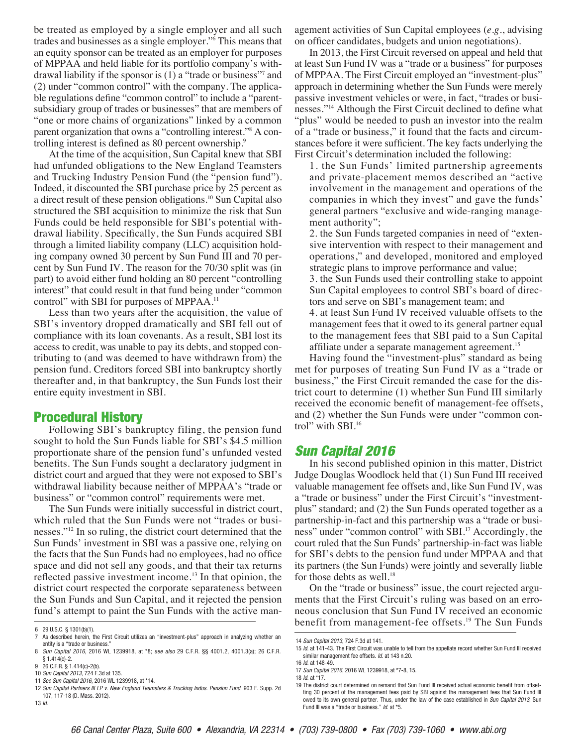be treated as employed by a single employer and all such trades and businesses as a single employer."[6] This means that an equity sponsor can be treated as an employer for purposes of MPPAA and held liable for its portfolio company's withdrawal liability if the sponsor is (1) a "trade or business"[7] and (2) under "common control" with the company. The applicable regulations define "common control" to include a "parent-subsidiary group of trades or businesses" that are members of "one or more chains of organizations" linked by a common parent organization that owns a "controlling interest."[8] A controlling interest is defined as 80 percent ownership.[9]

At the time of the acquisition, Sun Capital knew that SBI had unfunded obligations to the New England Teamsters and Trucking Industry Pension Fund (the "pension fund"). Indeed, it discounted the SBI purchase price by 25 percent as a direct result of these pension obligations.[10] Sun Capital also structured the SBI acquisition to minimize the risk that Sun Funds could be held responsible for SBI's potential withdrawal liability. Specifically, the Sun Funds acquired SBI through a limited liability company (LLC) acquisition holding company owned 30 percent by Sun Fund III and 70 percent by Sun Fund IV. The reason for the 70/30 split was (in part) to avoid either fund holding an 80 percent "controlling interest" that could result in that fund being under "common control" with SBI for purposes of MPPAA.[11]

Less than two years after the acquisition, the value of SBI's inventory dropped dramatically and SBI fell out of compliance with its loan covenants. As a result, SBI lost its access to credit, was unable to pay its debts, and stopped contributing to (and was deemed to have withdrawn from) the pension fund. Creditors forced SBI into bankruptcy shortly thereafter and, in that bankruptcy, the Sun Funds lost their entire equity investment in SBI.

## Procedural History

Following SBI's bankruptcy filing, the pension fund sought to hold the Sun Funds liable for SBI's $4.5 million proportionate share of the pension fund's unfunded vested benefits. The Sun Funds sought a declaratory judgment in district court and argued that they were not exposed to SBI's withdrawal liability because neither of MPPAA's "trade or business" or "common control" requirements were met.

The Sun Funds were initially successful in district court, which ruled that the Sun Funds were not "trades or businesses."[12] In so ruling, the district court determined that the Sun Funds' investment in SBI was a passive one, relying on the facts that the Sun Funds had no employees, had no office space and did not sell any goods, and that their tax returns reflected passive investment income.[13] In that opinion, the district court respected the corporate separateness between the Sun Funds and Sun Capital, and it rejected the pension fund's attempt to paint the Sun Funds with the active management activities of Sun Capital employees (*e.g.*, advising on officer candidates, budgets and union negotiations).

In 2013, the First Circuit reversed on appeal and held that at least Sun Fund IV was a "trade or a business" for purposes of MPPAA. The First Circuit employed an "investment-plus" approach in determining whether the Sun Funds were merely passive investment vehicles or were, in fact, "trades or businesses."[14] Although the First Circuit declined to define what "plus" would be needed to push an investor into the realm of a "trade or business," it found that the facts and circumstances before it were sufficient. The key facts underlying the First Circuit's determination included the following:

1. the Sun Funds' limited partnership agreements and private-placement memos described an "active involvement in the management and operations of the companies in which they invest" and gave the funds' general partners "exclusive and wide-ranging management authority";
2. the Sun Funds targeted companies in need of "extensive intervention with respect to their management and operations," and developed, monitored and employed strategic plans to improve performance and value;
3. the Sun Funds used their controlling stake to appoint Sun Capital employees to control SBI's board of directors and serve on SBI's management team; and
4. at least Sun Fund IV received valuable offsets to the management fees that it owed to its general partner equal to the management fees that SBI paid to a Sun Capital affiliate under a separate management agreement.[15]

Having found the "investment-plus" standard as being met for purposes of treating Sun Fund IV as a "trade or business," the First Circuit remanded the case for the district court to determine (1) whether Sun Fund III similarly received the economic benefit of management-fee offsets, and (2) whether the Sun Funds were under "common control" with SBI.[16]

## *Sun Capital 2016*

In his second published opinion in this matter, District Judge Douglas Woodlock held that (1) Sun Fund III received valuable management fee offsets and, like Sun Fund IV, was a "trade or business" under the First Circuit's "investment-plus" standard; and (2) the Sun Funds operated together as a partnership-in-fact and this partnership was a "trade or business" under "common control" with SBI.[17] Accordingly, the court ruled that the Sun Funds' partnership-in-fact was liable for SBI's debts to the pension fund under MPPAA and that its partners (the Sun Funds) were jointly and severally liable for those debts as well.[18]

On the "trade or business" issue, the court rejected arguments that the First Circuit's ruling was based on an erroneous conclusion that Sun Fund IV received an economic benefit from management-fee offsets.[19] The Sun Funds

---

6 29 U.S.C. § 1301(b)(1).

7 As described herein, the First Circuit utilizes an "investment-plus" approach in analyzing whether an entity is a "trade or business."

8 *Sun Capital 2016*, 2016 WL 1239918, at *8; *see also* 29 C.F.R. §§ 4001.2, 4001.3(a); 26 C.F.R. § 1.414(c)-2.

9 26 C.F.R. § 1.414(c)-2(b).

10 *Sun Capital 2013*, 724 F.3d at 135.

11 *See Sun Capital 2016*, 2016 WL 1239918, at *14.

12 *Sun Capital Partners III LP v. New England Teamsters & Trucking Indus. Pension Fund*, 903 F. Supp. 2d 107, 117-18 (D. Mass. 2012).

13 *Id.*

14 *Sun Capital 2013*, 724 F.3d at 141.

15 *Id.* at 141-43. The First Circuit was unable to tell from the appellate record whether Sun Fund III received similar management fee offsets. *Id.* at 143 n.20.

16 *Id.* at 148-49.

17 *Sun Capital 2016*, 2016 WL 1239918, at *7-8, 15.

18 *Id.* at *17.

19 The district court determined on remand that Sun Fund III received actual economic benefit from offsetting 30 percent of the management fees paid by SBI against the management fees that Sun Fund III owed to its own general partner. Thus, under the law of the case established in *Sun Capital 2013*, Sun Fund III was a "trade or business." *Id.* at *5.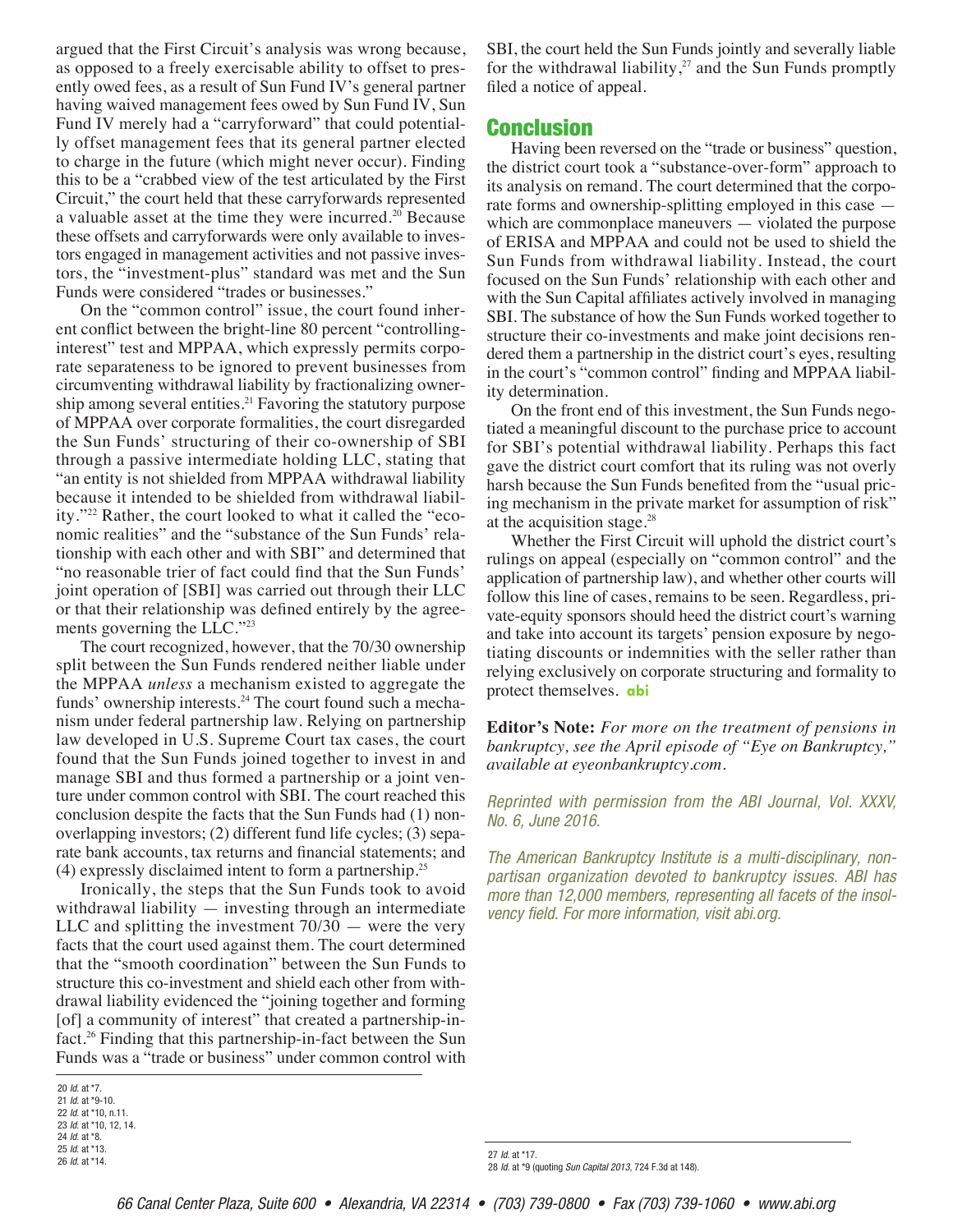argued that the First Circuit's analysis was wrong because, as opposed to a freely exercisable ability to offset to presently owed fees, as a result of Sun Fund IV's general partner having waived management fees owed by Sun Fund IV, Sun Fund IV merely had a "carryforward" that could potentially offset management fees that its general partner elected to charge in the future (which might never occur). Finding this to be a "crabbed view of the test articulated by the First Circuit," the court held that these carryforwards represented a valuable asset at the time they were incurred.[20] Because these offsets and carryforwards were only available to investors engaged in management activities and not passive investors, the "investment-plus" standard was met and the Sun Funds were considered "trades or businesses."

On the "common control" issue, the court found inherent conflict between the bright-line 80 percent "controlling-interest" test and MPPAA, which expressly permits corporate separateness to be ignored to prevent businesses from circumventing withdrawal liability by fractionalizing ownership among several entities.[21] Favoring the statutory purpose of MPPAA over corporate formalities, the court disregarded the Sun Funds' structuring of their co-ownership of SBI through a passive intermediate holding LLC, stating that "an entity is not shielded from MPPAA withdrawal liability because it intended to be shielded from withdrawal liability."[22] Rather, the court looked to what it called the "economic realities" and the "substance of the Sun Funds' relationship with each other and with SBI" and determined that "no reasonable trier of fact could find that the Sun Funds' joint operation of [SBI] was carried out through their LLC or that their relationship was defined entirely by the agreements governing the LLC."[23]

The court recognized, however, that the 70/30 ownership split between the Sun Funds rendered neither liable under the MPPAA *unless* a mechanism existed to aggregate the funds' ownership interests.[24] The court found such a mechanism under federal partnership law. Relying on partnership law developed in U.S. Supreme Court tax cases, the court found that the Sun Funds joined together to invest in and manage SBI and thus formed a partnership or a joint venture under common control with SBI. The court reached this conclusion despite the facts that the Sun Funds had (1) non-overlapping investors; (2) different fund life cycles; (3) separate bank accounts, tax returns and financial statements; and (4) expressly disclaimed intent to form a partnership.[25]

Ironically, the steps that the Sun Funds took to avoid withdrawal liability — investing through an intermediate LLC and splitting the investment 70/30 — were the very facts that the court used against them. The court determined that the "smooth coordination" between the Sun Funds to structure this co-investment and shield each other from withdrawal liability evidenced the "joining together and forming [of] a community of interest" that created a partnership-in-fact.[26] Finding that this partnership-in-fact between the Sun Funds was a "trade or business" under common control with SBI, the court held the Sun Funds jointly and severally liable for the withdrawal liability,[27] and the Sun Funds promptly filed a notice of appeal.

## Conclusion

Having been reversed on the "trade or business" question, the district court took a "substance-over-form" approach to its analysis on remand. The court determined that the corporate forms and ownership-splitting employed in this case — which are commonplace maneuvers — violated the purpose of ERISA and MPPAA and could not be used to shield the Sun Funds from withdrawal liability. Instead, the court focused on the Sun Funds' relationship with each other and with the Sun Capital affiliates actively involved in managing SBI. The substance of how the Sun Funds worked together to structure their co-investments and make joint decisions rendered them a partnership in the district court's eyes, resulting in the court's "common control" finding and MPPAA liability determination.

On the front end of this investment, the Sun Funds negotiated a meaningful discount to the purchase price to account for SBI's potential withdrawal liability. Perhaps this fact gave the district court comfort that its ruling was not overly harsh because the Sun Funds benefited from the "usual pricing mechanism in the private market for assumption of risk" at the acquisition stage.[28]

Whether the First Circuit will uphold the district court's rulings on appeal (especially on "common control" and the application of partnership law), and whether other courts will follow this line of cases, remains to be seen. Regardless, private-equity sponsors should heed the district court's warning and take into account its targets' pension exposure by negotiating discounts or indemnities with the seller rather than relying exclusively on corporate structuring and formality to protect themselves. **abi**

**Editor's Note:** *For more on the treatment of pensions in bankruptcy, see the April episode of "Eye on Bankruptcy," available at eyeonbankruptcy.com.*

*Reprinted with permission from the ABI Journal, Vol. XXXV, No. 6, June 2016.*

*The American Bankruptcy Institute is a multi-disciplinary, nonpartisan organization devoted to bankruptcy issues. ABI has more than 12,000 members, representing all facets of the insolvency field. For more information, visit abi.org.*

---

20 *Id.* at *7.
21 *Id.* at *9-10.
22 *Id.* at *10, n.11.
23 *Id.* at *10, 12, 14.
24 *Id.* at *8.
25 *Id.* at *13.
26 *Id.* at *14.
27 *Id.* at *17.
28 *Id.* at *9 (quoting *Sun Capital 2013*, 724 F.3d at 148).

66 Canal Center Plaza, Suite 600 • Alexandria, VA 22314 • (703) 739-0800 • Fax (703) 739-1060 • www.abi.org